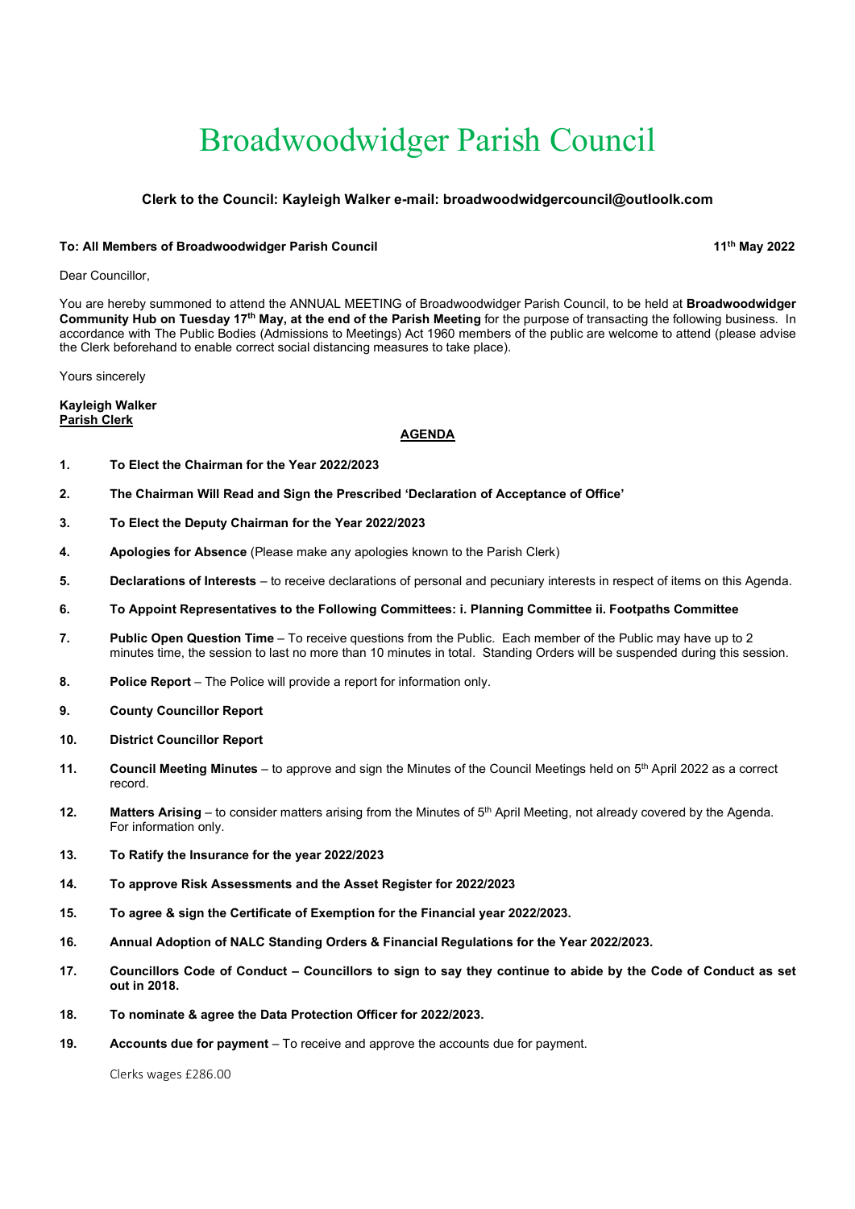# Broadwoodwidger Parish Council

**Clerk to the Council: Kayleigh Walker e-mail: broadwoodwidgercouncil@outloolk.com**

**To: All Members of Broadwoodwidger Parish Council** **11th May 2022**

Dear Councillor,

You are hereby summoned to attend the ANNUAL MEETING of Broadwoodwidger Parish Council, to be held at **Broadwoodwidger Community Hub on Tuesday 17th May, at the end of the Parish Meeting** for the purpose of transacting the following business. In accordance with The Public Bodies (Admissions to Meetings) Act 1960 members of the public are welcome to attend (please advise the Clerk beforehand to enable correct social distancing measures to take place).

Yours sincerely

**Kayleigh Walker**
**Parish Clerk**

## AGENDA

1. **To Elect the Chairman for the Year 2022/2023**
2. **The Chairman Will Read and Sign the Prescribed 'Declaration of Acceptance of Office'**
3. **To Elect the Deputy Chairman for the Year 2022/2023**
4. **Apologies for Absence** (Please make any apologies known to the Parish Clerk)
5. **Declarations of Interests** – to receive declarations of personal and pecuniary interests in respect of items on this Agenda.
6. **To Appoint Representatives to the Following Committees: i. Planning Committee ii. Footpaths Committee**
7. **Public Open Question Time** – To receive questions from the Public. Each member of the Public may have up to 2 minutes time, the session to last no more than 10 minutes in total. Standing Orders will be suspended during this session.
8. **Police Report** – The Police will provide a report for information only.
9. **County Councillor Report**
10. **District Councillor Report**
11. **Council Meeting Minutes** – to approve and sign the Minutes of the Council Meetings held on 5th April 2022 as a correct record.
12. **Matters Arising** – to consider matters arising from the Minutes of 5th April Meeting, not already covered by the Agenda. For information only.
13. **To Ratify the Insurance for the year 2022/2023**
14. **To approve Risk Assessments and the Asset Register for 2022/2023**
15. **To agree & sign the Certificate of Exemption for the Financial year 2022/2023.**
16. **Annual Adoption of NALC Standing Orders & Financial Regulations for the Year 2022/2023.**
17. **Councillors Code of Conduct – Councillors to sign to say they continue to abide by the Code of Conduct as set out in 2018.**
18. **To nominate & agree the Data Protection Officer for 2022/2023.**
19. **Accounts due for payment** – To receive and approve the accounts due for payment.

   Clerks wages £286.00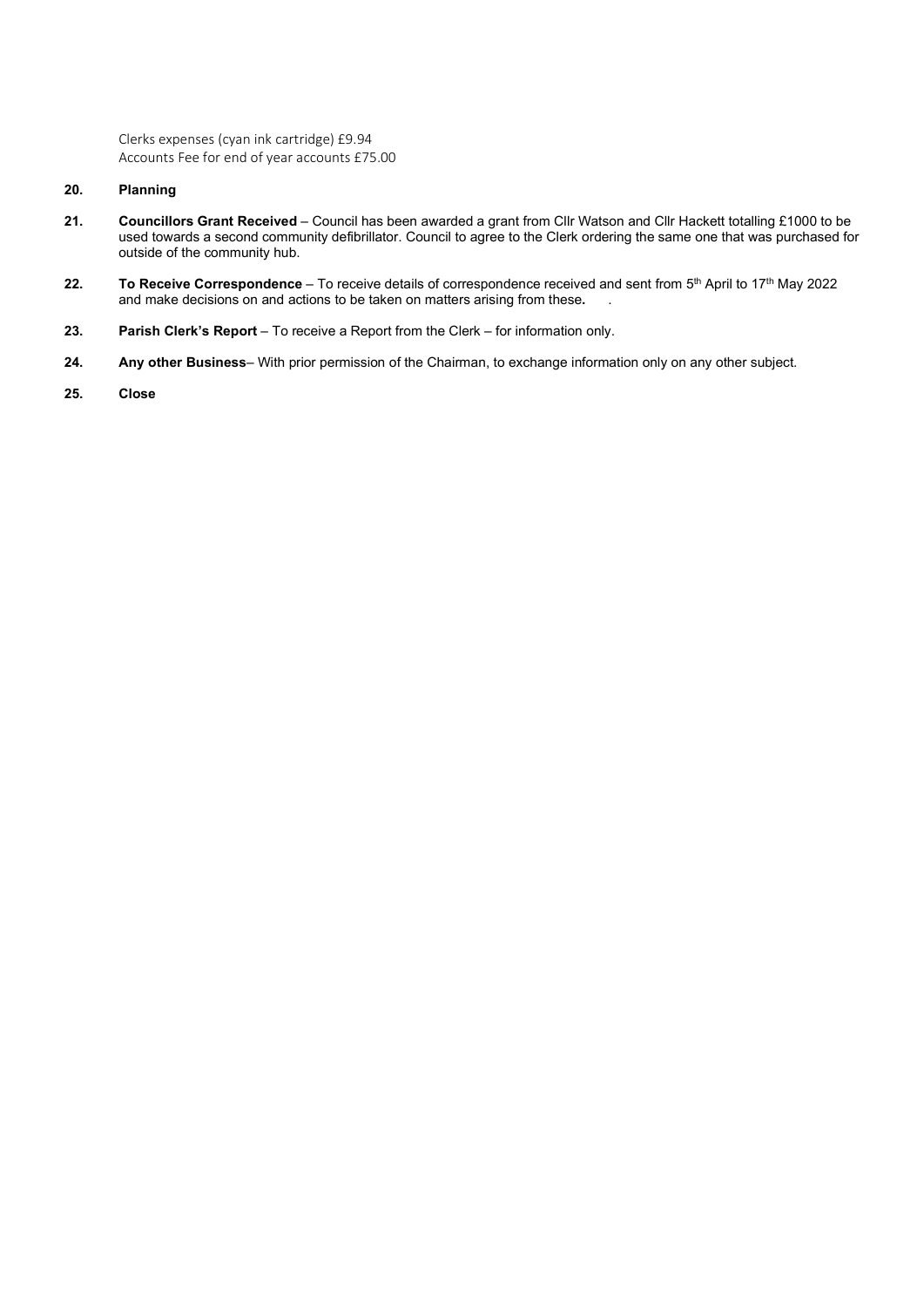Clerks expenses (cyan ink cartridge) £9.94
Accounts Fee for end of year accounts £75.00

**20. Planning**

**21. Councillors Grant Received** – Council has been awarded a grant from Cllr Watson and Cllr Hackett totalling £1000 to be used towards a second community defibrillator. Council to agree to the Clerk ordering the same one that was purchased for outside of the community hub.

**22. To Receive Correspondence** – To receive details of correspondence received and sent from 5th April to 17th May 2022 and make decisions on and actions to be taken on matters arising from these**.** .

**23. Parish Clerk's Report** – To receive a Report from the Clerk – for information only.

**24. Any other Business**– With prior permission of the Chairman, to exchange information only on any other subject.

**25. Close**